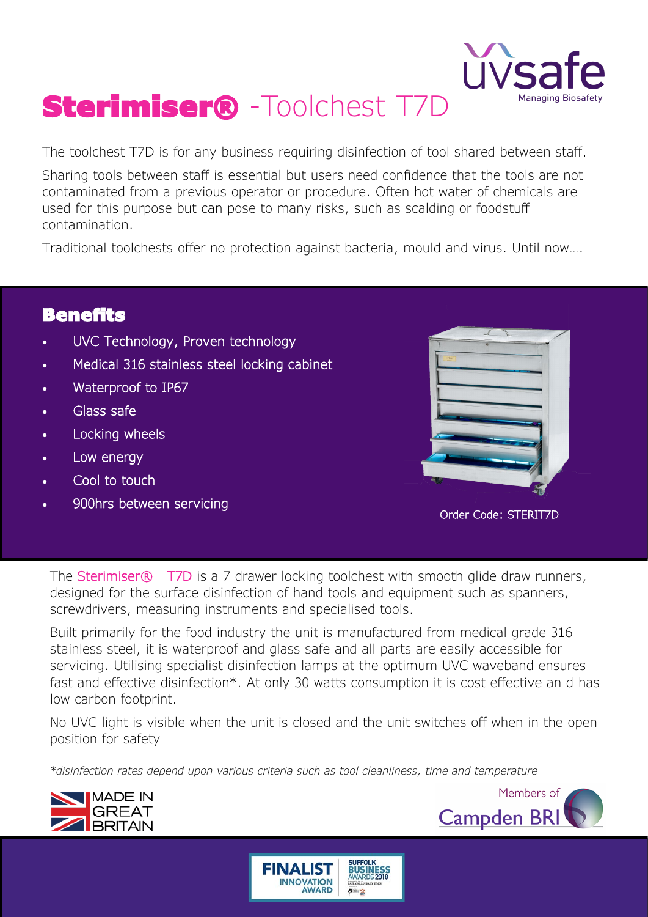# Sterimiser® -Toolchest T7D

uvsafe
Managing Biosafety

The toolchest T7D is for any business requiring disinfection of tool shared between staff.

Sharing tools between staff is essential but users need confidence that the tools are not contaminated from a previous operator or procedure. Often hot water of chemicals are used for this purpose but can pose to many risks, such as scalding or foodstuff contamination.

Traditional toolchests offer no protection against bacteria, mould and virus. Until now….

## Benefits

- UVC Technology, Proven technology
- Medical 316 stainless steel locking cabinet
- Waterproof to IP67
- Glass safe
- Locking wheels
- Low energy
- Cool to touch
- 900hrs between servicing

Order Code: STERIT7D

The Sterimiser® T7D is a 7 drawer locking toolchest with smooth glide draw runners, designed for the surface disinfection of hand tools and equipment such as spanners, screwdrivers, measuring instruments and specialised tools.

Built primarily for the food industry the unit is manufactured from medical grade 316 stainless steel, it is waterproof and glass safe and all parts are easily accessible for servicing. Utilising specialist disinfection lamps at the optimum UVC waveband ensures fast and effective disinfection*. At only 30 watts consumption it is cost effective an d has low carbon footprint.

No UVC light is visible when the unit is closed and the unit switches off when in the open position for safety

*\*disinfection rates depend upon various criteria such as tool cleanliness, time and temperature*

MADE IN GREAT BRITAIN

Members of Campden BRI

FINALIST INNOVATION AWARD — SUFFOLK BUSINESS AWARDS 2018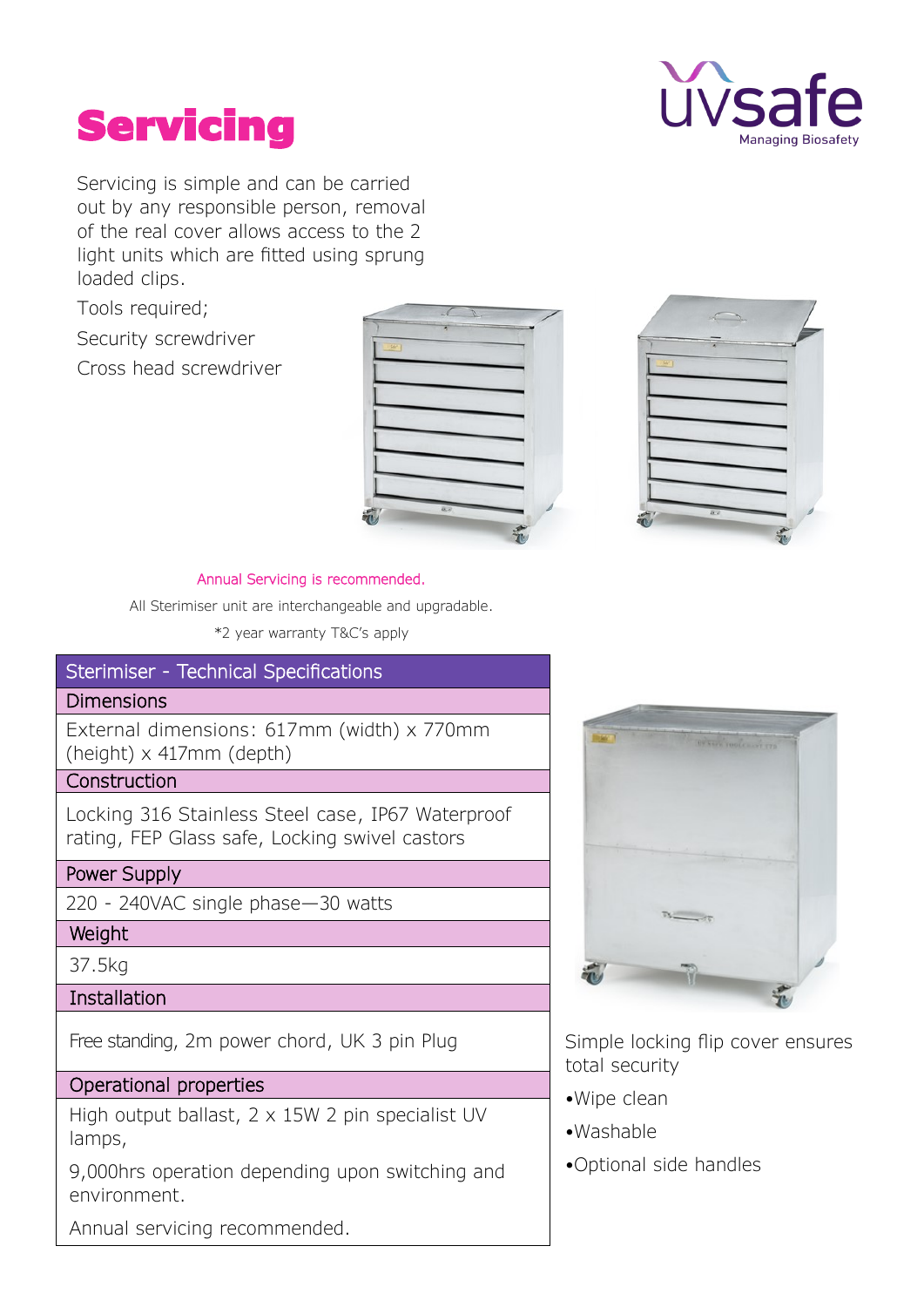# Servicing

uvsafe
Managing Biosafety

Servicing is simple and can be carried out by any responsible person, removal of the real cover allows access to the 2 light units which are fitted using sprung loaded clips.

Tools required;

Security screwdriver

Cross head screwdriver

Annual Servicing is recommended.

All Sterimiser unit are interchangeable and upgradable.

*2 year warranty T&C's apply

| Sterimiser - Technical Specifications |
| --- |
| **Dimensions** |
| External dimensions: 617mm (width) x 770mm (height) x 417mm (depth) |
| **Construction** |
| Locking 316 Stainless Steel case, IP67 Waterproof rating, FEP Glass safe, Locking swivel castors |
| **Power Supply** |
| 220 - 240VAC single phase—30 watts |
| **Weight** |
| 37.5kg |
| **Installation** |
| Free standing, 2m power chord, UK 3 pin Plug |
| **Operational properties** |
| High output ballast, 2 x 15W 2 pin specialist UV lamps,<br>9,000hrs operation depending upon switching and environment.<br>Annual servicing recommended. |

Simple locking flip cover ensures total security

- Wipe clean
- Washable
- Optional side handles